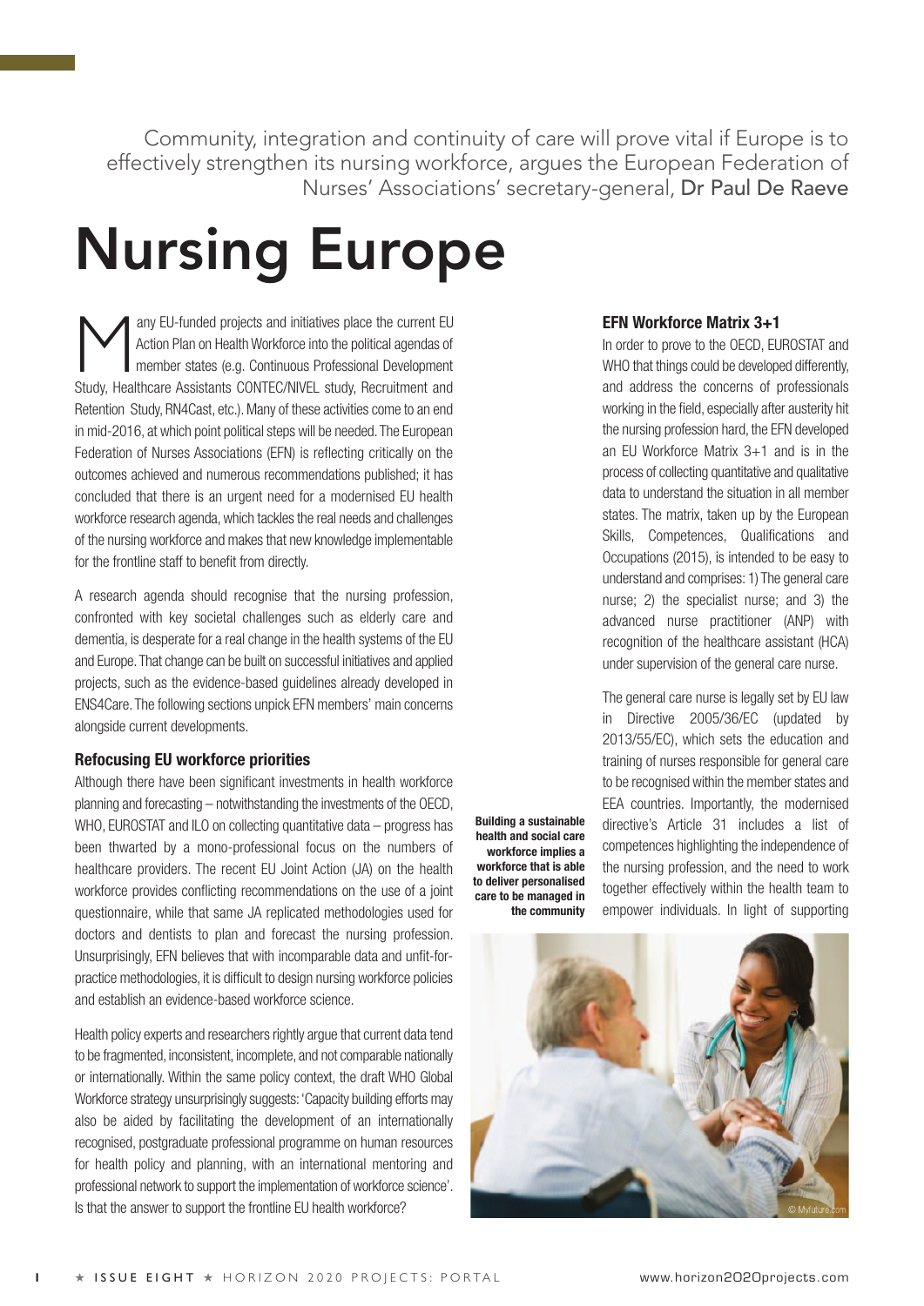Community, integration and continuity of care will prove vital if Europe is to effectively strengthen its nursing workforce, argues the European Federation of Nurses' Associations' secretary-general, Dr Paul De Raeve

# Nursing Europe

Many EU-funded projects and initiatives place the current EU Action Plan on Health Workforce into the political agendas of member states (e.g. Continuous Professional Development Study, Healthcare Assistants CONTEC/NIVEL study, Recruitment and Retention Study, RN4Cast, etc.). Many of these activities come to an end in mid-2016, at which point political steps will be needed. The European Federation of Nurses Associations (EFN) is reflecting critically on the outcomes achieved and numerous recommendations published; it has concluded that there is an urgent need for a modernised EU health workforce research agenda, which tackles the real needs and challenges of the nursing workforce and makes that new knowledge implementable for the frontline staff to benefit from directly.

A research agenda should recognise that the nursing profession, confronted with key societal challenges such as elderly care and dementia, is desperate for a real change in the health systems of the EU and Europe. That change can be built on successful initiatives and applied projects, such as the evidence-based guidelines already developed in ENS4Care. The following sections unpick EFN members' main concerns alongside current developments.

### Refocusing EU workforce priorities

Although there have been significant investments in health workforce planning and forecasting – notwithstanding the investments of the OECD, WHO, EUROSTAT and ILO on collecting quantitative data – progress has been thwarted by a mono-professional focus on the numbers of healthcare providers. The recent EU Joint Action (JA) on the health workforce provides conflicting recommendations on the use of a joint questionnaire, while that same JA replicated methodologies used for doctors and dentists to plan and forecast the nursing profession. Unsurprisingly, EFN believes that with incomparable data and unfit-for-practice methodologies, it is difficult to design nursing workforce policies and establish an evidence-based workforce science.

Health policy experts and researchers rightly argue that current data tend to be fragmented, inconsistent, incomplete, and not comparable nationally or internationally. Within the same policy context, the draft WHO Global Workforce strategy unsurprisingly suggests: 'Capacity building efforts may also be aided by facilitating the development of an internationally recognised, postgraduate professional programme on human resources for health policy and planning, with an international mentoring and professional network to support the implementation of workforce science'. Is that the answer to support the frontline EU health workforce?

**Building a sustainable health and social care workforce implies a workforce that is able to deliver personalised care to be managed in the community**

### EFN Workforce Matrix 3+1

In order to prove to the OECD, EUROSTAT and WHO that things could be developed differently, and address the concerns of professionals working in the field, especially after austerity hit the nursing profession hard, the EFN developed an EU Workforce Matrix 3+1 and is in the process of collecting quantitative and qualitative data to understand the situation in all member states. The matrix, taken up by the European Skills, Competences, Qualifications and Occupations (2015), is intended to be easy to understand and comprises: 1) The general care nurse; 2) the specialist nurse; and 3) the advanced nurse practitioner (ANP) with recognition of the healthcare assistant (HCA) under supervision of the general care nurse.

The general care nurse is legally set by EU law in Directive 2005/36/EC (updated by 2013/55/EC), which sets the education and training of nurses responsible for general care to be recognised within the member states and EEA countries. Importantly, the modernised directive's Article 31 includes a list of competences highlighting the independence of the nursing profession, and the need to work together effectively within the health team to empower individuals. In light of supporting

© Myfuture.com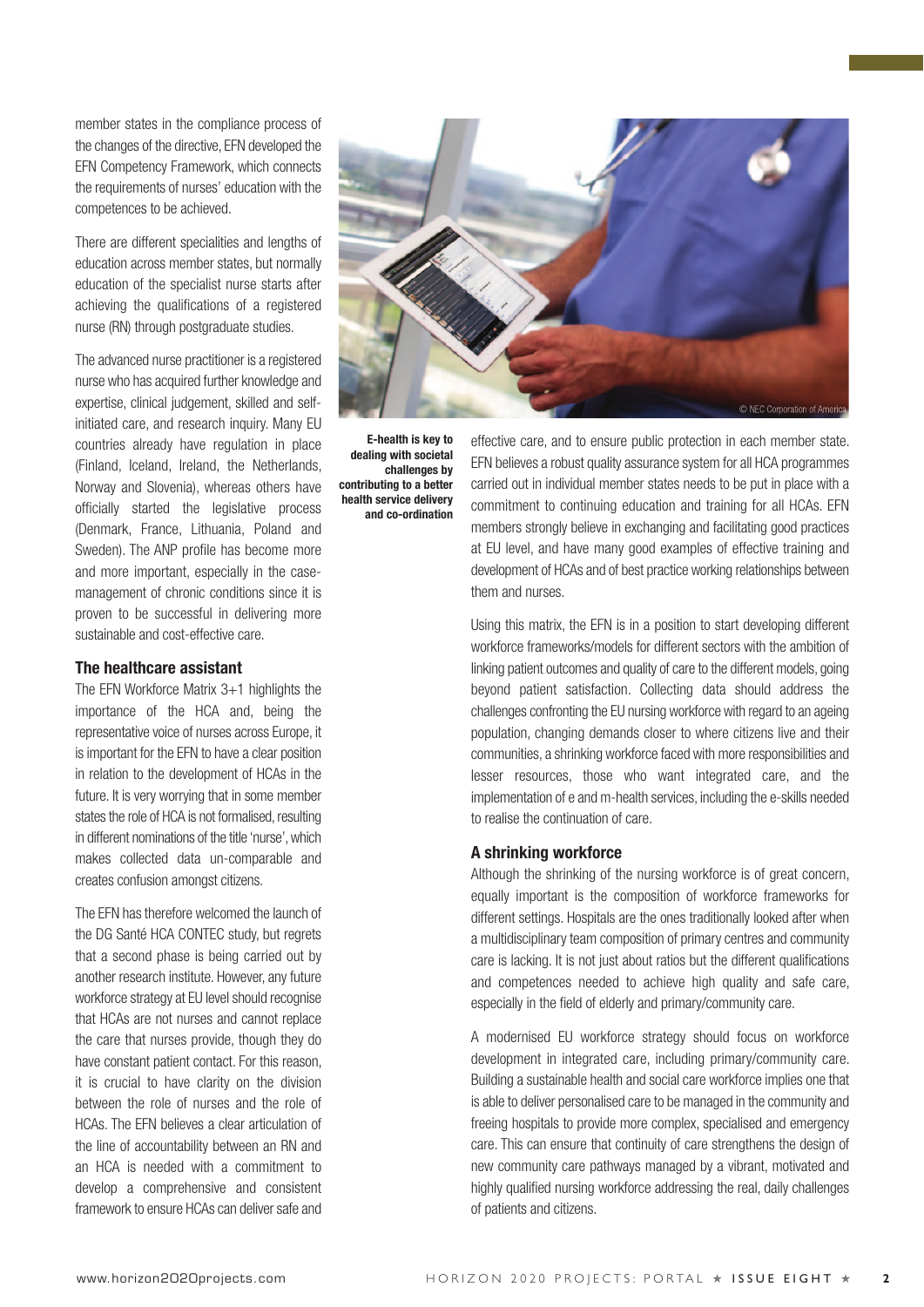member states in the compliance process of the changes of the directive, EFN developed the EFN Competency Framework, which connects the requirements of nurses' education with the competences to be achieved.

There are different specialities and lengths of education across member states, but normally education of the specialist nurse starts after achieving the qualifications of a registered nurse (RN) through postgraduate studies.

The advanced nurse practitioner is a registered nurse who has acquired further knowledge and expertise, clinical judgement, skilled and self-initiated care, and research inquiry. Many EU countries already have regulation in place (Finland, Iceland, Ireland, the Netherlands, Norway and Slovenia), whereas others have officially started the legislative process (Denmark, France, Lithuania, Poland and Sweden). The ANP profile has become more and more important, especially in the case-management of chronic conditions since it is proven to be successful in delivering more sustainable and cost-effective care.

### The healthcare assistant

The EFN Workforce Matrix 3+1 highlights the importance of the HCA and, being the representative voice of nurses across Europe, it is important for the EFN to have a clear position in relation to the development of HCAs in the future. It is very worrying that in some member states the role of HCA is not formalised, resulting in different nominations of the title 'nurse', which makes collected data un-comparable and creates confusion amongst citizens.

The EFN has therefore welcomed the launch of the DG Santé HCA CONTEC study, but regrets that a second phase is being carried out by another research institute. However, any future workforce strategy at EU level should recognise that HCAs are not nurses and cannot replace the care that nurses provide, though they do have constant patient contact. For this reason, it is crucial to have clarity on the division between the role of nurses and the role of HCAs. The EFN believes a clear articulation of the line of accountability between an RN and an HCA is needed with a commitment to develop a comprehensive and consistent framework to ensure HCAs can deliver safe and effective care, and to ensure public protection in each member state. EFN believes a robust quality assurance system for all HCA programmes carried out in individual member states needs to be put in place with a commitment to continuing education and training for all HCAs. EFN members strongly believe in exchanging and facilitating good practices at EU level, and have many good examples of effective training and development of HCAs and of best practice working relationships between them and nurses.

**E-health is key to dealing with societal challenges by contributing to a better health service delivery and co-ordination**

Using this matrix, the EFN is in a position to start developing different workforce frameworks/models for different sectors with the ambition of linking patient outcomes and quality of care to the different models, going beyond patient satisfaction. Collecting data should address the challenges confronting the EU nursing workforce with regard to an ageing population, changing demands closer to where citizens live and their communities, a shrinking workforce faced with more responsibilities and lesser resources, those who want integrated care, and the implementation of e and m-health services, including the e-skills needed to realise the continuation of care.

### A shrinking workforce

Although the shrinking of the nursing workforce is of great concern, equally important is the composition of workforce frameworks for different settings. Hospitals are the ones traditionally looked after when a multidisciplinary team composition of primary centres and community care is lacking. It is not just about ratios but the different qualifications and competences needed to achieve high quality and safe care, especially in the field of elderly and primary/community care.

A modernised EU workforce strategy should focus on workforce development in integrated care, including primary/community care. Building a sustainable health and social care workforce implies one that is able to deliver personalised care to be managed in the community and freeing hospitals to provide more complex, specialised and emergency care. This can ensure that continuity of care strengthens the design of new community care pathways managed by a vibrant, motivated and highly qualified nursing workforce addressing the real, daily challenges of patients and citizens.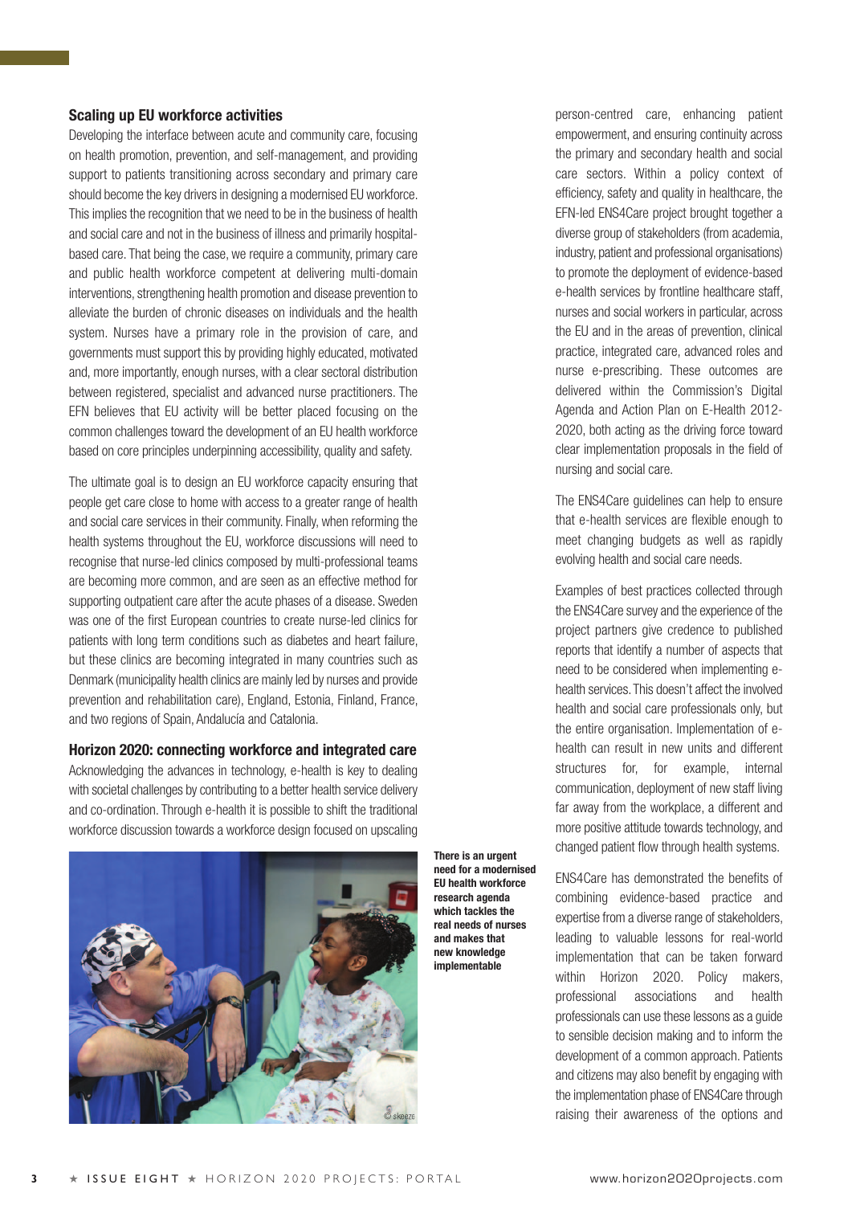## Scaling up EU workforce activities

Developing the interface between acute and community care, focusing on health promotion, prevention, and self-management, and providing support to patients transitioning across secondary and primary care should become the key drivers in designing a modernised EU workforce. This implies the recognition that we need to be in the business of health and social care and not in the business of illness and primarily hospital-based care. That being the case, we require a community, primary care and public health workforce competent at delivering multi-domain interventions, strengthening health promotion and disease prevention to alleviate the burden of chronic diseases on individuals and the health system. Nurses have a primary role in the provision of care, and governments must support this by providing highly educated, motivated and, more importantly, enough nurses, with a clear sectoral distribution between registered, specialist and advanced nurse practitioners. The EFN believes that EU activity will be better placed focusing on the common challenges toward the development of an EU health workforce based on core principles underpinning accessibility, quality and safety.

The ultimate goal is to design an EU workforce capacity ensuring that people get care close to home with access to a greater range of health and social care services in their community. Finally, when reforming the health systems throughout the EU, workforce discussions will need to recognise that nurse-led clinics composed by multi-professional teams are becoming more common, and are seen as an effective method for supporting outpatient care after the acute phases of a disease. Sweden was one of the first European countries to create nurse-led clinics for patients with long term conditions such as diabetes and heart failure, but these clinics are becoming integrated in many countries such as Denmark (municipality health clinics are mainly led by nurses and provide prevention and rehabilitation care), England, Estonia, Finland, France, and two regions of Spain, Andalucía and Catalonia.

## Horizon 2020: connecting workforce and integrated care

Acknowledging the advances in technology, e-health is key to dealing with societal challenges by contributing to a better health service delivery and co-ordination. Through e-health it is possible to shift the traditional workforce discussion towards a workforce design focused on upscaling person-centred care, enhancing patient empowerment, and ensuring continuity across the primary and secondary health and social care sectors. Within a policy context of efficiency, safety and quality in healthcare, the EFN-led ENS4Care project brought together a diverse group of stakeholders (from academia, industry, patient and professional organisations) to promote the deployment of evidence-based e-health services by frontline healthcare staff, nurses and social workers in particular, across the EU and in the areas of prevention, clinical practice, integrated care, advanced roles and nurse e-prescribing. These outcomes are delivered within the Commission's Digital Agenda and Action Plan on E-Health 2012-2020, both acting as the driving force toward clear implementation proposals in the field of nursing and social care.

**There is an urgent need for a modernised EU health workforce research agenda which tackles the real needs of nurses and makes that new knowledge implementable**

The ENS4Care guidelines can help to ensure that e-health services are flexible enough to meet changing budgets as well as rapidly evolving health and social care needs.

Examples of best practices collected through the ENS4Care survey and the experience of the project partners give credence to published reports that identify a number of aspects that need to be considered when implementing e-health services. This doesn't affect the involved health and social care professionals only, but the entire organisation. Implementation of e-health can result in new units and different structures for, for example, internal communication, deployment of new staff living far away from the workplace, a different and more positive attitude towards technology, and changed patient flow through health systems.

ENS4Care has demonstrated the benefits of combining evidence-based practice and expertise from a diverse range of stakeholders, leading to valuable lessons for real-world implementation that can be taken forward within Horizon 2020. Policy makers, professional associations and health professionals can use these lessons as a guide to sensible decision making and to inform the development of a common approach. Patients and citizens may also benefit by engaging with the implementation phase of ENS4Care through raising their awareness of the options and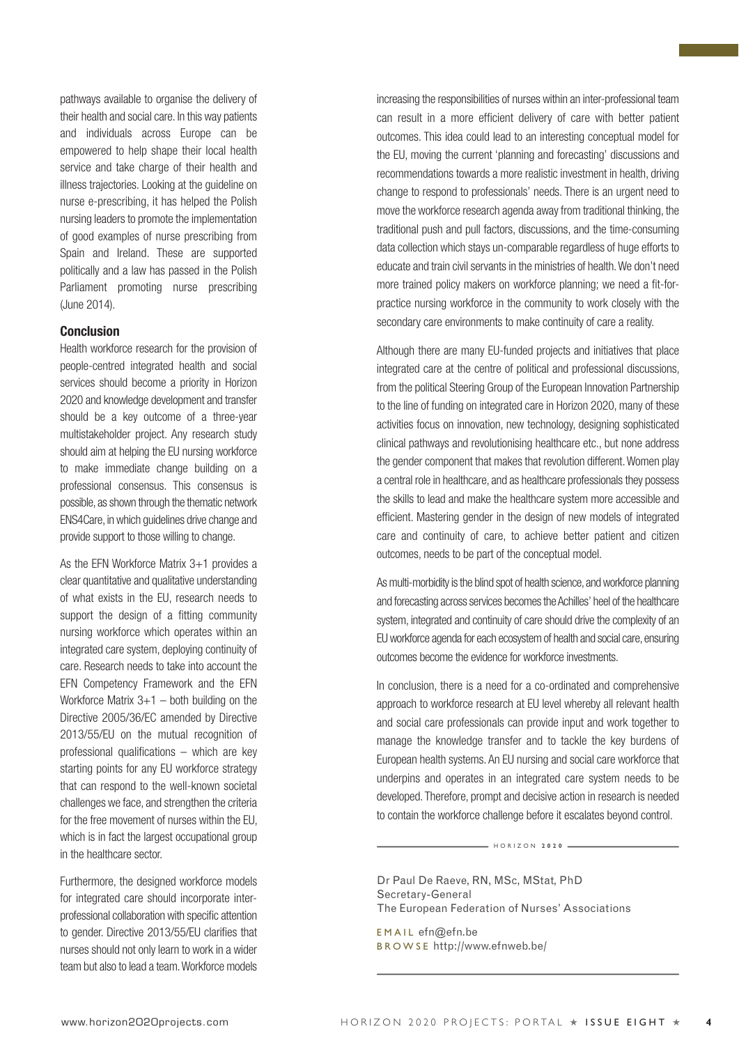pathways available to organise the delivery of their health and social care. In this way patients and individuals across Europe can be empowered to help shape their local health service and take charge of their health and illness trajectories. Looking at the guideline on nurse e-prescribing, it has helped the Polish nursing leaders to promote the implementation of good examples of nurse prescribing from Spain and Ireland. These are supported politically and a law has passed in the Polish Parliament promoting nurse prescribing (June 2014).

## Conclusion

Health workforce research for the provision of people-centred integrated health and social services should become a priority in Horizon 2020 and knowledge development and transfer should be a key outcome of a three-year multistakeholder project. Any research study should aim at helping the EU nursing workforce to make immediate change building on a professional consensus. This consensus is possible, as shown through the thematic network ENS4Care, in which guidelines drive change and provide support to those willing to change.

As the EFN Workforce Matrix 3+1 provides a clear quantitative and qualitative understanding of what exists in the EU, research needs to support the design of a fitting community nursing workforce which operates within an integrated care system, deploying continuity of care. Research needs to take into account the EFN Competency Framework and the EFN Workforce Matrix 3+1 – both building on the Directive 2005/36/EC amended by Directive 2013/55/EU on the mutual recognition of professional qualifications – which are key starting points for any EU workforce strategy that can respond to the well-known societal challenges we face, and strengthen the criteria for the free movement of nurses within the EU, which is in fact the largest occupational group in the healthcare sector.

Furthermore, the designed workforce models for integrated care should incorporate inter-professional collaboration with specific attention to gender. Directive 2013/55/EU clarifies that nurses should not only learn to work in a wider team but also to lead a team. Workforce models increasing the responsibilities of nurses within an inter-professional team can result in a more efficient delivery of care with better patient outcomes. This idea could lead to an interesting conceptual model for the EU, moving the current 'planning and forecasting' discussions and recommendations towards a more realistic investment in health, driving change to respond to professionals' needs. There is an urgent need to move the workforce research agenda away from traditional thinking, the traditional push and pull factors, discussions, and the time-consuming data collection which stays un-comparable regardless of huge efforts to educate and train civil servants in the ministries of health. We don't need more trained policy makers on workforce planning; we need a fit-for-practice nursing workforce in the community to work closely with the secondary care environments to make continuity of care a reality.

Although there are many EU-funded projects and initiatives that place integrated care at the centre of political and professional discussions, from the political Steering Group of the European Innovation Partnership to the line of funding on integrated care in Horizon 2020, many of these activities focus on innovation, new technology, designing sophisticated clinical pathways and revolutionising healthcare etc., but none address the gender component that makes that revolution different. Women play a central role in healthcare, and as healthcare professionals they possess the skills to lead and make the healthcare system more accessible and efficient. Mastering gender in the design of new models of integrated care and continuity of care, to achieve better patient and citizen outcomes, needs to be part of the conceptual model.

As multi-morbidity is the blind spot of health science, and workforce planning and forecasting across services becomes the Achilles' heel of the healthcare system, integrated and continuity of care should drive the complexity of an EU workforce agenda for each ecosystem of health and social care, ensuring outcomes become the evidence for workforce investments.

In conclusion, there is a need for a co-ordinated and comprehensive approach to workforce research at EU level whereby all relevant health and social care professionals can provide input and work together to manage the knowledge transfer and to tackle the key burdens of European health systems. An EU nursing and social care workforce that underpins and operates in an integrated care system needs to be developed. Therefore, prompt and decisive action in research is needed to contain the workforce challenge before it escalates beyond control.

Dr Paul De Raeve, RN, MSc, MStat, PhD
Secretary-General
The European Federation of Nurses' Associations

EMAIL efn@efn.be
BROWSE http://www.efnweb.be/